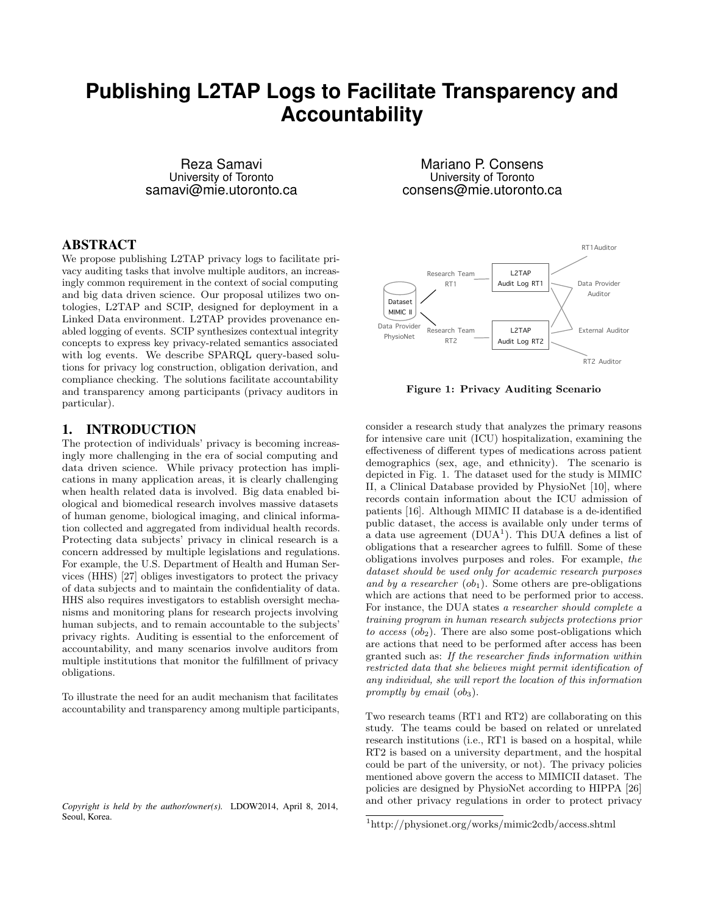# Publishing L2TAP Logs to Facilitate Transparency and Accountability

Reza Samavi
University of Toronto
samavi@mie.utoronto.ca

Mariano P. Consens
University of Toronto
consens@mie.utoronto.ca

## ABSTRACT

We propose publishing L2TAP privacy logs to facilitate privacy auditing tasks that involve multiple auditors, an increasingly common requirement in the context of social computing and big data driven science. Our proposal utilizes two ontologies, L2TAP and SCIP, designed for deployment in a Linked Data environment. L2TAP provides provenance enabled logging of events. SCIP synthesizes contextual integrity concepts to express key privacy-related semantics associated with log events. We describe SPARQL query-based solutions for privacy log construction, obligation derivation, and compliance checking. The solutions facilitate accountability and transparency among participants (privacy auditors in particular).

## 1. INTRODUCTION

The protection of individuals' privacy is becoming increasingly more challenging in the era of social computing and data driven science. While privacy protection has implications in many application areas, it is clearly challenging when health related data is involved. Big data enabled biological and biomedical research involves massive datasets of human genome, biological imaging, and clinical information collected and aggregated from individual health records. Protecting data subjects' privacy in clinical research is a concern addressed by multiple legislations and regulations. For example, the U.S. Department of Health and Human Services (HHS) [27] obliges investigators to protect the privacy of data subjects and to maintain the confidentiality of data. HHS also requires investigators to establish oversight mechanisms and monitoring plans for research projects involving human subjects, and to remain accountable to the subjects' privacy rights. Auditing is essential to the enforcement of accountability, and many scenarios involve auditors from multiple institutions that monitor the fulfillment of privacy obligations.

To illustrate the need for an audit mechanism that facilitates accountability and transparency among multiple participants, consider a research study that analyzes the primary reasons for intensive care unit (ICU) hospitalization, examining the effectiveness of different types of medications across patient demographics (sex, age, and ethnicity). The scenario is depicted in Fig. 1. The dataset used for the study is MIMIC II, a Clinical Database provided by PhysioNet [10], where records contain information about the ICU admission of patients [16]. Although MIMIC II database is a de-identified public dataset, the access is available only under terms of a data use agreement (DUA[1]). This DUA defines a list of obligations that a researcher agrees to fulfill. Some of these obligations involves purposes and roles. For example, *the dataset should be used only for academic research purposes and by a researcher* ($ob_1$). Some others are pre-obligations which are actions that need to be performed prior to access. For instance, the DUA states *a researcher should complete a training program in human research subjects protections prior to access* ($ob_2$). There are also some post-obligations which are actions that need to be performed after access has been granted such as: *If the researcher finds information within restricted data that she believes might permit identification of any individual, she will report the location of this information promptly by email* ($ob_3$).

**Figure 1: Privacy Auditing Scenario**

Two research teams (RT1 and RT2) are collaborating on this study. The teams could be based on related or unrelated research institutions (i.e., RT1 is based on a hospital, while RT2 is based on a university department, and the hospital could be part of the university, or not). The privacy policies mentioned above govern the access to MIMICII dataset. The policies are designed by PhysioNet according to HIPPA [26] and other privacy regulations in order to protect privacy

*Copyright is held by the author/owner(s).* LDOW2014, April 8, 2014, Seoul, Korea.

[1]http://physionet.org/works/mimic2cdb/access.shtml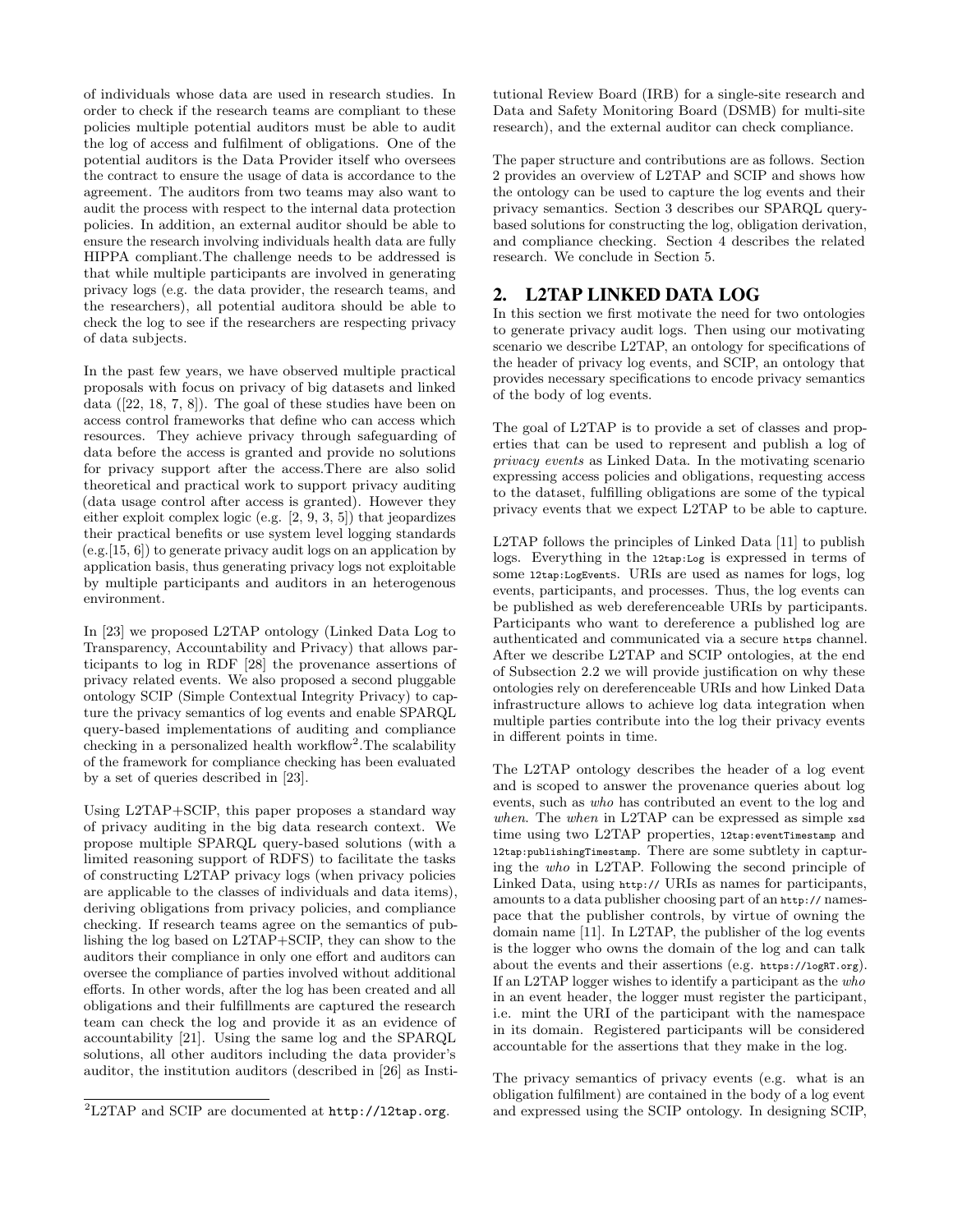of individuals whose data are used in research studies. In order to check if the research teams are compliant to these policies multiple potential auditors must be able to audit the log of access and fulfilment of obligations. One of the potential auditors is the Data Provider itself who oversees the contract to ensure the usage of data is accordance to the agreement. The auditors from two teams may also want to audit the process with respect to the internal data protection policies. In addition, an external auditor should be able to ensure the research involving individuals health data are fully HIPPA compliant.The challenge needs to be addressed is that while multiple participants are involved in generating privacy logs (e.g. the data provider, the research teams, and the researchers), all potential auditora should be able to check the log to see if the researchers are respecting privacy of data subjects.

In the past few years, we have observed multiple practical proposals with focus on privacy of big datasets and linked data ([22, 18, 7, 8]). The goal of these studies have been on access control frameworks that define who can access which resources. They achieve privacy through safeguarding of data before the access is granted and provide no solutions for privacy support after the access.There are also solid theoretical and practical work to support privacy auditing (data usage control after access is granted). However they either exploit complex logic (e.g. [2, 9, 3, 5]) that jeopardizes their practical benefits or use system level logging standards (e.g.[15, 6]) to generate privacy audit logs on an application by application basis, thus generating privacy logs not exploitable by multiple participants and auditors in an heterogenous environment.

In [23] we proposed L2TAP ontology (Linked Data Log to Transparency, Accountability and Privacy) that allows participants to log in RDF [28] the provenance assertions of privacy related events. We also proposed a second pluggable ontology SCIP (Simple Contextual Integrity Privacy) to capture the privacy semantics of log events and enable SPARQL query-based implementations of auditing and compliance checking in a personalized health workflow[2].The scalability of the framework for compliance checking has been evaluated by a set of queries described in [23].

Using L2TAP+SCIP, this paper proposes a standard way of privacy auditing in the big data research context. We propose multiple SPARQL query-based solutions (with a limited reasoning support of RDFS) to facilitate the tasks of constructing L2TAP privacy logs (when privacy policies are applicable to the classes of individuals and data items), deriving obligations from privacy policies, and compliance checking. If research teams agree on the semantics of publishing the log based on L2TAP+SCIP, they can show to the auditors their compliance in only one effort and auditors can oversee the compliance of parties involved without additional efforts. In other words, after the log has been created and all obligations and their fulfillments are captured the research team can check the log and provide it as an evidence of accountability [21]. Using the same log and the SPARQL solutions, all other auditors including the data provider's auditor, the institution auditors (described in [26] as Institutional Review Board (IRB) for a single-site research and Data and Safety Monitoring Board (DSMB) for multi-site research), and the external auditor can check compliance.

[2]L2TAP and SCIP are documented at http://l2tap.org.

The paper structure and contributions are as follows. Section 2 provides an overview of L2TAP and SCIP and shows how the ontology can be used to capture the log events and their privacy semantics. Section 3 describes our SPARQL query-based solutions for constructing the log, obligation derivation, and compliance checking. Section 4 describes the related research. We conclude in Section 5.

## 2. L2TAP LINKED DATA LOG

In this section we first motivate the need for two ontologies to generate privacy audit logs. Then using our motivating scenario we describe L2TAP, an ontology for specifications of the header of privacy log events, and SCIP, an ontology that provides necessary specifications to encode privacy semantics of the body of log events.

The goal of L2TAP is to provide a set of classes and properties that can be used to represent and publish a log of *privacy events* as Linked Data. In the motivating scenario expressing access policies and obligations, requesting access to the dataset, fulfilling obligations are some of the typical privacy events that we expect L2TAP to be able to capture.

L2TAP follows the principles of Linked Data [11] to publish logs. Everything in the `l2tap:Log` is expressed in terms of some `l2tap:LogEvents`. URIs are used as names for logs, log events, participants, and processes. Thus, the log events can be published as web dereferenceable URIs by participants. Participants who want to dereference a published log are authenticated and communicated via a secure `https` channel. After we describe L2TAP and SCIP ontologies, at the end of Subsection 2.2 we will provide justification on why these ontologies rely on dereferenceable URIs and how Linked Data infrastructure allows to achieve log data integration when multiple parties contribute into the log their privacy events in different points in time.

The L2TAP ontology describes the header of a log event and is scoped to answer the provenance queries about log events, such as *who* has contributed an event to the log and *when*. The *when* in L2TAP can be expressed as simple `xsd` time using two L2TAP properties, `l2tap:eventTimestamp` and `l2tap:publishingTimestamp`. There are some subtlety in capturing the *who* in L2TAP. Following the second principle of Linked Data, using `http://` URIs as names for participants, amounts to a data publisher choosing part of an `http://` namespace that the publisher controls, by virtue of owning the domain name [11]. In L2TAP, the publisher of the log events is the logger who owns the domain of the log and can talk about the events and their assertions (e.g. `https://logRT.org`). If an L2TAP logger wishes to identify a participant as the *who* in an event header, the logger must register the participant, i.e. mint the URI of the participant with the namespace in its domain. Registered participants will be considered accountable for the assertions that they make in the log.

The privacy semantics of privacy events (e.g. what is an obligation fulfilment) are contained in the body of a log event and expressed using the SCIP ontology. In designing SCIP,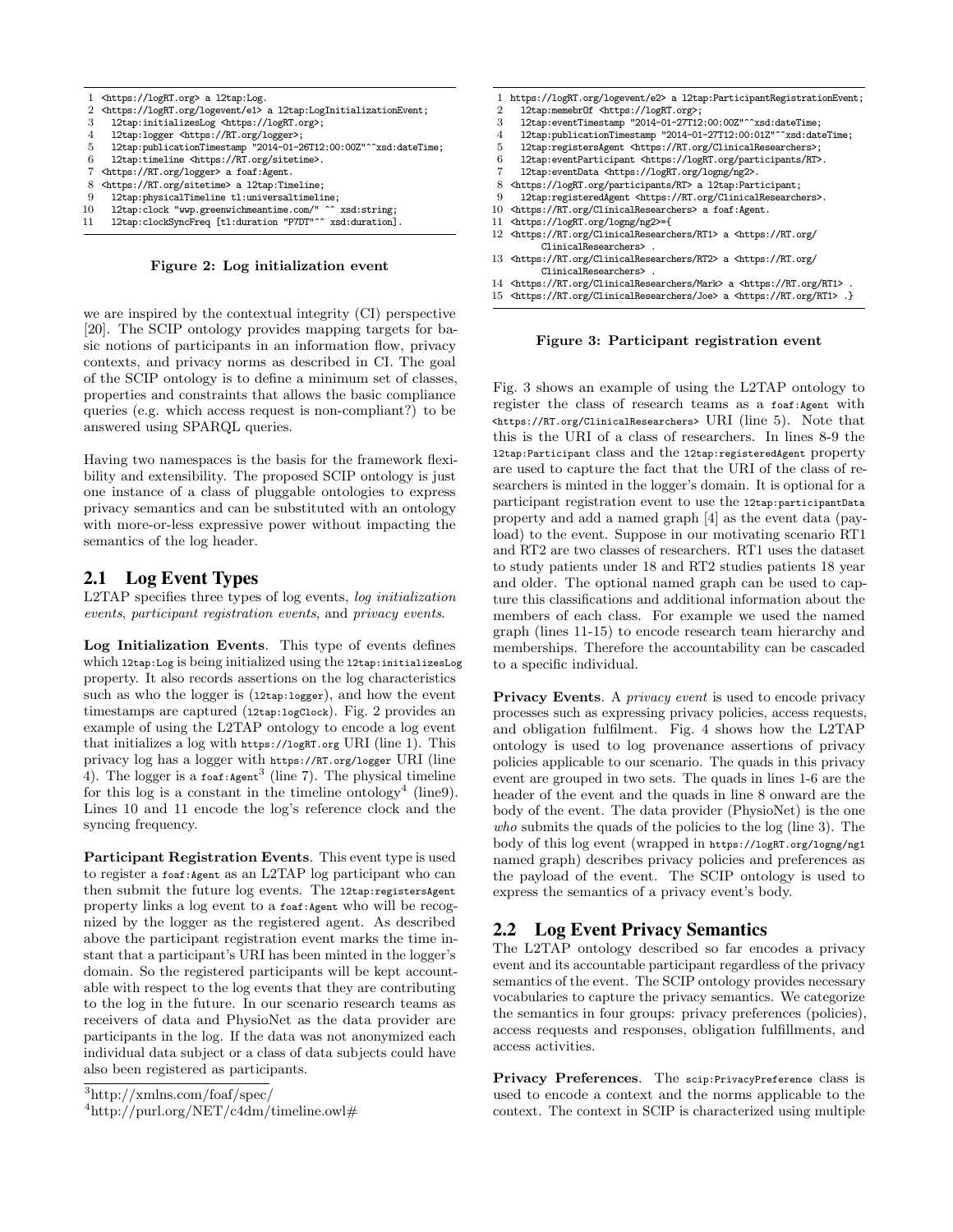```
1  <https://logRT.org> a l2tap:Log.
2  <https://logRT.org/logevent/e1> a l2tap:LogInitializationEvent;
3    l2tap:initializesLog <https://logRT.org>;
4    l2tap:logger <https://RT.org/logger>;
5    l2tap:publicationTimestamp "2014-01-26T12:00:00Z"^^xsd:dateTime;
6    l2tap:timeline <https://RT.org/sitetime>.
7  <https://RT.org/logger> a foaf:Agent.
8  <https://RT.org/sitetime> a l2tap:Timeline;
9    l2tap:physicalTimeline tl:universaltimeline;
10   l2tap:clock "wwp.greenwichmeantime.com/" ^^ xsd:string;
11   l2tap:clockSyncFreq [tl:duration "P7DT"^^ xsd:duration].
```

**Figure 2: Log initialization event**

we are inspired by the contextual integrity (CI) perspective [20]. The SCIP ontology provides mapping targets for basic notions of participants in an information flow, privacy contexts, and privacy norms as described in CI. The goal of the SCIP ontology is to define a minimum set of classes, properties and constraints that allows the basic compliance queries (e.g. which access request is non-compliant?) to be answered using SPARQL queries.

Having two namespaces is the basis for the framework flexibility and extensibility. The proposed SCIP ontology is just one instance of a class of pluggable ontologies to express privacy semantics and can be substituted with an ontology with more-or-less expressive power without impacting the semantics of the log header.

## 2.1 Log Event Types

L2TAP specifies three types of log events, *log initialization events*, *participant registration events*, and *privacy events*.

**Log Initialization Events**. This type of events defines which `l2tap:Log` is being initialized using the `l2tap:initializesLog` property. It also records assertions on the log characteristics such as who the logger is (`l2tap:logger`), and how the event timestamps are captured (`l2tap:logClock`). Fig. 2 provides an example of using the L2TAP ontology to encode a log event that initializes a log with `https://logRT.org` URI (line 1). This privacy log has a logger with `https://RT.org/logger` URI (line 4). The logger is a `foaf:Agent`[3] (line 7). The physical timeline for this log is a constant in the timeline ontology[4] (line9). Lines 10 and 11 encode the log's reference clock and the syncing frequency.

**Participant Registration Events**. This event type is used to register a `foaf:Agent` as an L2TAP log participant who can then submit the future log events. The `l2tap:registersAgent` property links a log event to a `foaf:Agent` who will be recognized by the logger as the registered agent. As described above the participant registration event marks the time instant that a participant's URI has been minted in the logger's domain. So the registered participants will be kept accountable with respect to the log events that they are contributing to the log in the future. In our scenario research teams as receivers of data and PhysioNet as the data provider are participants in the log. If the data was not anonymized each individual data subject or a class of data subjects could have also been registered as participants.

[3] http://xmlns.com/foaf/spec/

[4] http://purl.org/NET/c4dm/timeline.owl#

```
1  https://logRT.org/logevent/e2> a l2tap:ParticipantRegistrationEvent;
2    l2tap:memebrOf <https://logRT.org>;
3    l2tap:eventTimestamp "2014-01-27T12:00:00Z"^^xsd:dateTime;
4    l2tap:publicationTimestamp "2014-01-27T12:00:01Z"^^xsd:dateTime;
5    l2tap:registersAgent <https://RT.org/ClinicalResearchers>;
6    l2tap:eventParticipant <https://logRT.org/participants/RT>.
7    l2tap:eventData <https://logRT.org/logng/ng2>.
8  <https://logRT.org/participants/RT> a l2tap:Participant;
9    l2tap:registeredAgent <https://RT.org/ClinicalResearchers>.
10 <https://RT.org/ClinicalResearchers> a foaf:Agent.
11 <https://logRT.org/logng/ng2>={
12 <https://RT.org/ClinicalResearchers/RT1> a <https://RT.org/
        ClinicalResearchers> .
13 <https://RT.org/ClinicalResearchers/RT2> a <https://RT.org/
        ClinicalResearchers> .
14 <https://RT.org/ClinicalResearchers/Mark> a <https://RT.org/RT1> .
15 <https://RT.org/ClinicalResearchers/Joe> a <https://RT.org/RT1> .}
```

**Figure 3: Participant registration event**

Fig. 3 shows an example of using the L2TAP ontology to register the class of research teams as a `foaf:Agent` with `<https://RT.org/ClinicalResearchers>` URI (line 5). Note that this is the URI of a class of researchers. In lines 8-9 the `l2tap:Participant` class and the `l2tap:registeredAgent` property are used to capture the fact that the URI of the class of researchers is minted in the logger's domain. It is optional for a participant registration event to use the `l2tap:participantData` property and add a named graph [4] as the event data (payload) to the event. Suppose in our motivating scenario RT1 and RT2 are two classes of researchers. RT1 uses the dataset to study patients under 18 and RT2 studies patients 18 year and older. The optional named graph can be used to capture this classifications and additional information about the members of each class. For example we used the named graph (lines 11-15) to encode research team hierarchy and memberships. Therefore the accountability can be cascaded to a specific individual.

**Privacy Events**. A *privacy event* is used to encode privacy processes such as expressing privacy policies, access requests, and obligation fulfilment. Fig. 4 shows how the L2TAP ontology is used to log provenance assertions of privacy policies applicable to our scenario. The quads in this privacy event are grouped in two sets. The quads in lines 1-6 are the header of the event and the quads in line 8 onward are the body of the event. The data provider (PhysioNet) is the one *who* submits the quads of the policies to the log (line 3). The body of this log event (wrapped in `https://logRT.org/logng/ng1` named graph) describes privacy policies and preferences as the payload of the event. The SCIP ontology is used to express the semantics of a privacy event's body.

## 2.2 Log Event Privacy Semantics

The L2TAP ontology described so far encodes a privacy event and its accountable participant regardless of the privacy semantics of the event. The SCIP ontology provides necessary vocabularies to capture the privacy semantics. We categorize the semantics in four groups: privacy preferences (policies), access requests and responses, obligation fulfillments, and access activities.

**Privacy Preferences**. The `scip:PrivacyPreference` class is used to encode a context and the norms applicable to the context. The context in SCIP is characterized using multiple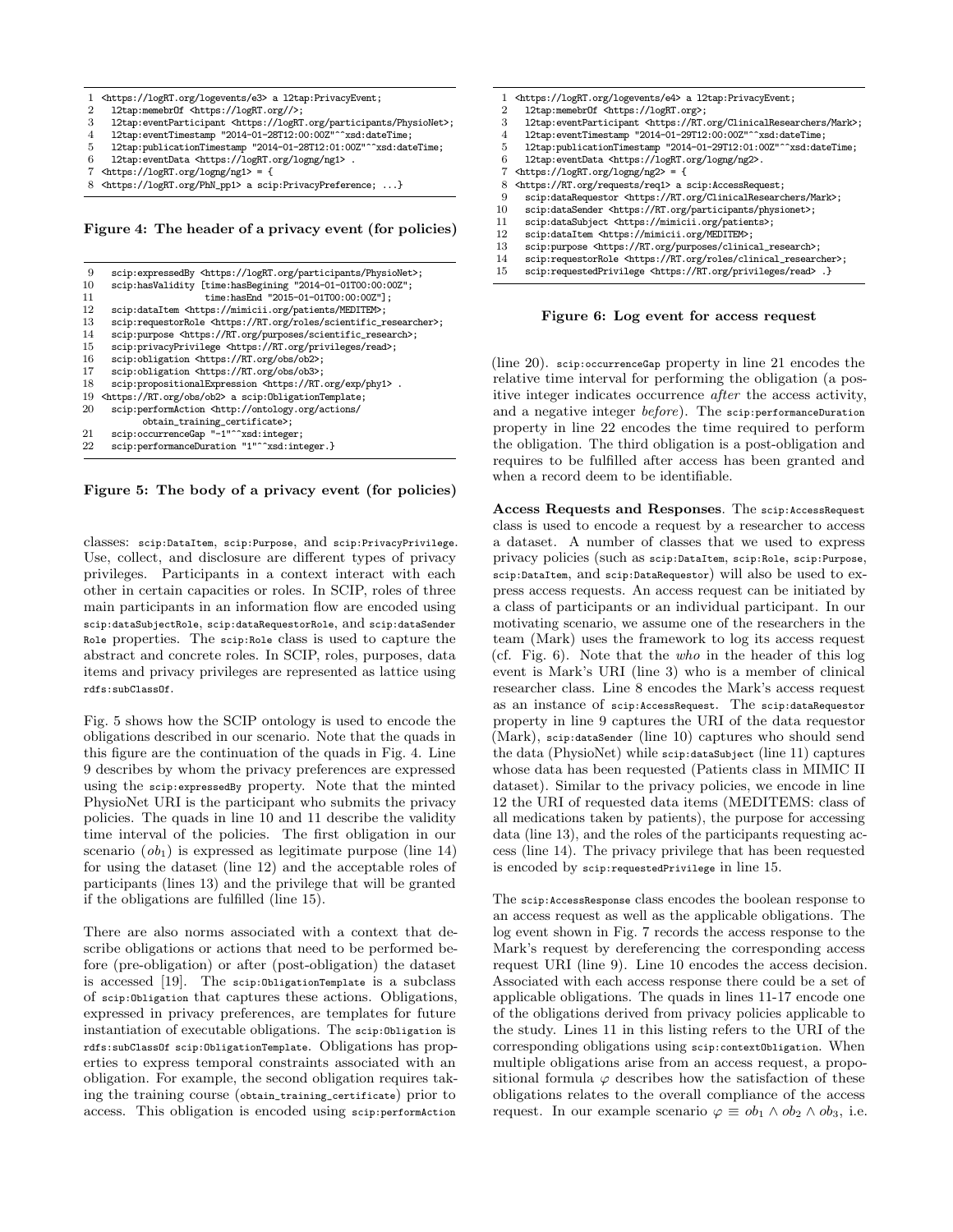```
1  <https://logRT.org/logevents/e3> a l2tap:PrivacyEvent;
2    l2tap:memebrOf <https://logRT.org//>;
3    l2tap:eventParticipant <https://logRT.org/participants/PhysioNet>;
4    l2tap:eventTimestamp "2014-01-28T12:00:00Z"^^xsd:dateTime;
5    l2tap:publicationTimestamp "2014-01-28T12:01:00Z"^^xsd:dateTime;
6    l2tap:eventData <https://logRT.org/logng/ng1> .
7  <https://logRT.org/logng/ng1> = {
8  <https://logRT.org/PhN_pp1> a scip:PrivacyPreference; ...}
```

**Figure 4: The header of a privacy event (for policies)**

```
9    scip:expressedBy <https://logRT.org/participants/PhysioNet>;
10   scip:hasValidity [time:hasBegining "2014-01-01T00:00:00Z";
11                     time:hasEnd "2015-01-01T00:00:00Z"];
12   scip:dataItem <https://mimicii.org/patients/MEDITEM>;
13   scip:requestorRole <https://RT.org/roles/scientific_researcher>;
14   scip:purpose <https://RT.org/purposes/scientific_research>;
15   scip:privacyPrivilege <https://RT.org/privileges/read>;
16   scip:obligation <https://RT.org/obs/ob2>;
17   scip:obligation <https://RT.org/obs/ob3>;
18   scip:propositionalExpression <https://RT.org/exp/phy1> .
19 <https://RT.org/obs/ob2> a scip:ObligationTemplate;
20   scip:performAction <http://ontology.org/actions/
         obtain_training_certificate>;
21   scip:occurrenceGap "-1"^^xsd:integer;
22   scip:performanceDuration "1"^^xsd:integer.}
```

**Figure 5: The body of a privacy event (for policies)**

classes: scip:DataItem, scip:Purpose, and scip:PrivacyPrivilege. Use, collect, and disclosure are different types of privacy privileges. Participants in a context interact with each other in certain capacities or roles. In SCIP, roles of three main participants in an information flow are encoded using scip:dataSubjectRole, scip:dataRequestorRole, and scip:dataSender Role properties. The scip:Role class is used to capture the abstract and concrete roles. In SCIP, roles, purposes, data items and privacy privileges are represented as lattice using rdfs:subClassOf.

Fig. 5 shows how the SCIP ontology is used to encode the obligations described in our scenario. Note that the quads in this figure are the continuation of the quads in Fig. 4. Line 9 describes by whom the privacy preferences are expressed using the scip:expressedBy property. Note that the minted PhysioNet URI is the participant who submits the privacy policies. The quads in line 10 and 11 describe the validity time interval of the policies. The first obligation in our scenario ($ob_1$) is expressed as legitimate purpose (line 14) for using the dataset (line 12) and the acceptable roles of participants (lines 13) and the privilege that will be granted if the obligations are fulfilled (line 15).

There are also norms associated with a context that describe obligations or actions that need to be performed before (pre-obligation) or after (post-obligation) the dataset is accessed [19]. The scip:ObligationTemplate is a subclass of scip:Obligation that captures these actions. Obligations, expressed in privacy preferences, are templates for future instantiation of executable obligations. The scip:Obligation is rdfs:subClassOf scip:ObligationTemplate. Obligations has properties to express temporal constraints associated with an obligation. For example, the second obligation requires taking the training course (obtain_training_certificate) prior to access. This obligation is encoded using scip:performAction (line 20). scip:occurrenceGap property in line 21 encodes the relative time interval for performing the obligation (a positive integer indicates occurrence *after* the access activity, and a negative integer *before*). The scip:performanceDuration property in line 22 encodes the time required to perform the obligation. The third obligation is a post-obligation and requires to be fulfilled after access has been granted and when a record deem to be identifiable.

```
1  <https://logRT.org/logevents/e4> a l2tap:PrivacyEvent;
2    l2tap:memebrOf <https://logRT.org>;
3    l2tap:eventParticipant <https://RT.org/ClinicalResearchers/Mark>;
4    l2tap:eventTimestamp "2014-01-29T12:00:00Z"^^xsd:dateTime;
5    l2tap:publicationTimestamp "2014-01-29T12:01:00Z"^^xsd:dateTime;
6    l2tap:eventData <https://logRT.org/logng/ng2>.
7  <https://logRT.org/logng/ng2> = {
8  <https://RT.org/requests/req1> a scip:AccessRequest;
9    scip:dataRequestor <https://RT.org/ClinicalResearchers/Mark>;
10   scip:dataSender <https://RT.org/participants/physionet>;
11   scip:dataSubject <https://mimicii.org/patients>;
12   scip:dataItem <https://mimicii.org/MEDITEM>;
13   scip:purpose <https://RT.org/purposes/clinical_research>;
14   scip:requestorRole <https://RT.org/roles/clinical_researcher>;
15   scip:requestedPrivilege <https://RT.org/privileges/read> .}
```

**Figure 6: Log event for access request**

**Access Requests and Responses**. The scip:AccessRequest class is used to encode a request by a researcher to access a dataset. A number of classes that we used to express privacy policies (such as scip:DataItem, scip:Role, scip:Purpose, scip:DataItem, and scip:DataRequestor) will also be used to express access requests. An access request can be initiated by a class of participants or an individual participant. In our motivating scenario, we assume one of the researchers in the team (Mark) uses the framework to log its access request (cf. Fig. 6). Note that the *who* in the header of this log event is Mark's URI (line 3) who is a member of clinical researcher class. Line 8 encodes the Mark's access request as an instance of scip:AccessRequest. The scip:dataRequestor property in line 9 captures the URI of the data requestor (Mark), scip:dataSender (line 10) captures who should send the data (PhysioNet) while scip:dataSubject (line 11) captures whose data has been requested (Patients class in MIMIC II dataset). Similar to the privacy policies, we encode in line 12 the URI of requested data items (MEDITEMS: class of all medications taken by patients), the purpose for accessing data (line 13), and the roles of the participants requesting access (line 14). The privacy privilege that has been requested is encoded by scip:requestedPrivilege in line 15.

The scip:AccessResponse class encodes the boolean response to an access request as well as the applicable obligations. The log event shown in Fig. 7 records the access response to the Mark's request by dereferencing the corresponding access request URI (line 9). Line 10 encodes the access decision. Associated with each access response there could be a set of applicable obligations. The quads in lines 11-17 encode one of the obligations derived from privacy policies applicable to the study. Lines 11 in this listing refers to the URI of the corresponding obligations using scip:contextObligation. When multiple obligations arise from an access request, a propositional formula $\varphi$ describes how the satisfaction of these obligations relates to the overall compliance of the access request. In our example scenario $\varphi \equiv ob_1 \wedge ob_2 \wedge ob_3$, i.e.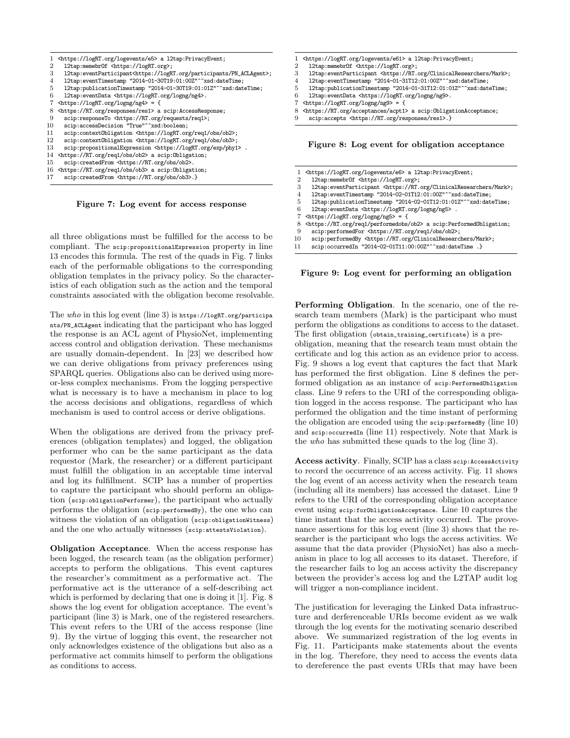```
1  <https://logRT.org/logevents/e5> a l2tap:PrivacyEvent;
2    l2tap:memebrOf <https://logRT.org>;
3    l2tap:eventParticipant<https://logRT.org/participants/PN_ACLAgent>;
4    l2tap:eventTimestamp "2014-01-30T19:01:00Z"^^xsd:dateTime;
5    l2tap:publicationTimestamp "2014-01-30T19:01:01Z"^^xsd:dateTime;
6    l2tap:eventData <https://logRT.org/logng/ng4>.
7  <https://logRT.org/logng/ng4> = {
8  <https://RT.org/responses/res1> a scip:AccessResponse;
9    scip:responseTo <https://RT.org/requests/req1>;
10   scip:accessDecision "True"^^xsd:boolean;
11   scip:contextObligation <https://logRT.org/req1/obs/ob2>;
12   scip:contextObligation <https://logRT.org/req1/obs/ob3>;
13   scip:propositionalExpression <https://logRT.org/exp/phy1> .
14 <https://RT.org/req1/obs/ob2> a scip:Obligation;
15   scip:createdFrom <https://RT.org/obs/ob2>.
16 <https://RT.org/req1/obs/ob3> a scip:Obligation;
17   scip:createdFrom <https://RT.org/obs/ob3>.}
```

**Figure 7: Log event for access response**

all three obligations must be fulfilled for the access to be compliant. The scip:propositionalExpression property in line 13 encodes this formula. The rest of the quads in Fig. 7 links each of the performable obligations to the corresponding obligation templates in the privacy policy. So the characteristics of each obligation such as the action and the temporal constraints associated with the obligation become resolvable.

The *who* in this log event (line 3) is https://logRT.org/participants/PN_ACLAgent indicating that the participant who has logged the response is an ACL agent of PhysioNet, implementing access control and obligation derivation. These mechanisms are usually domain-dependent. In [23] we described how we can derive obligations from privacy preferences using SPARQL queries. Obligations also can be derived using more-or-less complex mechanisms. From the logging perspective what is necessary is to have a mechanism in place to log the access decisions and obligations, regardless of which mechanism is used to control access or derive obligations.

When the obligations are derived from the privacy preferences (obligation templates) and logged, the obligation performer who can be the same participant as the data requestor (Mark, the researcher) or a different participant must fulfill the obligation in an acceptable time interval and log its fulfillment. SCIP has a number of properties to capture the participant who should perform an obligation (scip:obligationPerformer), the participant who actually performs the obligation (scip:performedBy), the one who can witness the violation of an obligation (scip:obligationWitness) and the one who actually witnesses (scip:attestsViolation).

**Obligation Acceptance**. When the access response has been logged, the research team (as the obligation performer) accepts to perform the obligations. This event captures the researcher's commitment as a performative act. The performative act is the utterance of a self-describing act which is performed by declaring that one is doing it [1]. Fig. 8 shows the log event for obligation acceptance. The event's participant (line 3) is Mark, one of the registered researchers. This event refers to the URI of the access response (line 9). By the virtue of logging this event, the researcher not only acknowledges existence of the obligations but also as a performative act commits himself to perform the obligations as conditions to access.

```
1  <https://logRT.org/logevents/e61> a l2tap:PrivacyEvent;
2    l2tap:memebrOf <https://logRT.org>;
3    l2tap:eventParticipant <https://RT.org/ClinicalResearchers/Mark>;
4    l2tap:eventTimestamp "2014-01-31T12:01:00Z"^^xsd:dateTime;
5    l2tap:publicationTimestamp "2014-01-31T12:01:01Z"^^xsd:dateTime;
6    l2tap:eventData <https://logRT.org/logng/ng9>.
7  <https://logRT.org/logng/ng9> = {
8  <https://RT.org/acceptances/acpt1> a scip:ObligationAcceptance;
9    scip:accepts <https://RT.org/responses/res1>.}
```

**Figure 8: Log event for obligation acceptance**

```
1  <https://logRT.org/logevents/e6> a l2tap:PrivacyEvent;
2    l2tap:memebrOf <https://logRT.org>;
3    l2tap:eventParticipant <https://RT.org/ClinicalResearchers/Mark>;
4    l2tap:eventTimestamp "2014-02-01T12:01:00Z"^^xsd:dateTime;
5    l2tap:publicationTimestamp "2014-02-01T12:01:01Z"^^xsd:dateTime;
6    l2tap:eventData <https://logRT.org/logng/ng5> .
7  <https://logRT.org/logng/ng5> = {
8  <https://RT.org/req1/performedobs/ob2> a scip:PerformedObligation;
9    scip:performedFor <https://RT.org/req1/obs/ob2>;
10   scip:performedBy <https://RT.org/ClinicalResearchers/Mark>;
11   scip:occurredIn "2014-02-01T11:00:00Z"^^xsd:dateTime .}
```

**Figure 9: Log event for performing an obligation**

**Performing Obligation**. In the scenario, one of the research team members (Mark) is the participant who must perform the obligations as conditions to access to the dataset. The first obligation (obtain_training_certificate) is a pre-obligation, meaning that the research team must obtain the certificate and log this action as an evidence prior to access. Fig. 9 shows a log event that captures the fact that Mark has performed the first obligation. Line 8 defines the performed obligation as an instance of scip:PerformedObligation class. Line 9 refers to the URI of the corresponding obligation logged in the access response. The participant who has performed the obligation and the time instant of performing the obligation are encoded using the scip:performedBy (line 10) and scip:occurredIn (line 11) respectively. Note that Mark is the *who* has submitted these quads to the log (line 3).

**Access activity**. Finally, SCIP has a class scip:AccessActivity to record the occurrence of an access activity. Fig. 11 shows the log event of an access activity when the research team (including all its members) has accessed the dataset. Line 9 refers to the URI of the corresponding obligation acceptance event using scip:forObligationAcceptance. Line 10 captures the time instant that the access activity occurred. The provenance assertions for this log event (line 3) shows that the researcher is the participant who logs the access activities. We assume that the data provider (PhysioNet) has also a mechanism in place to log all accesses to its dataset. Therefore, if the researcher fails to log an access activity the discrepancy between the provider's access log and the L2TAP audit log will trigger a non-compliance incident.

The justification for leveraging the Linked Data infrastructure and derferenceable URIs become evident as we walk through the log events for the motivating scenario described above. We summarized registration of the log events in Fig. 11. Participants make statements about the events in the log. Therefore, they need to access the events data to dereference the past events URIs that may have been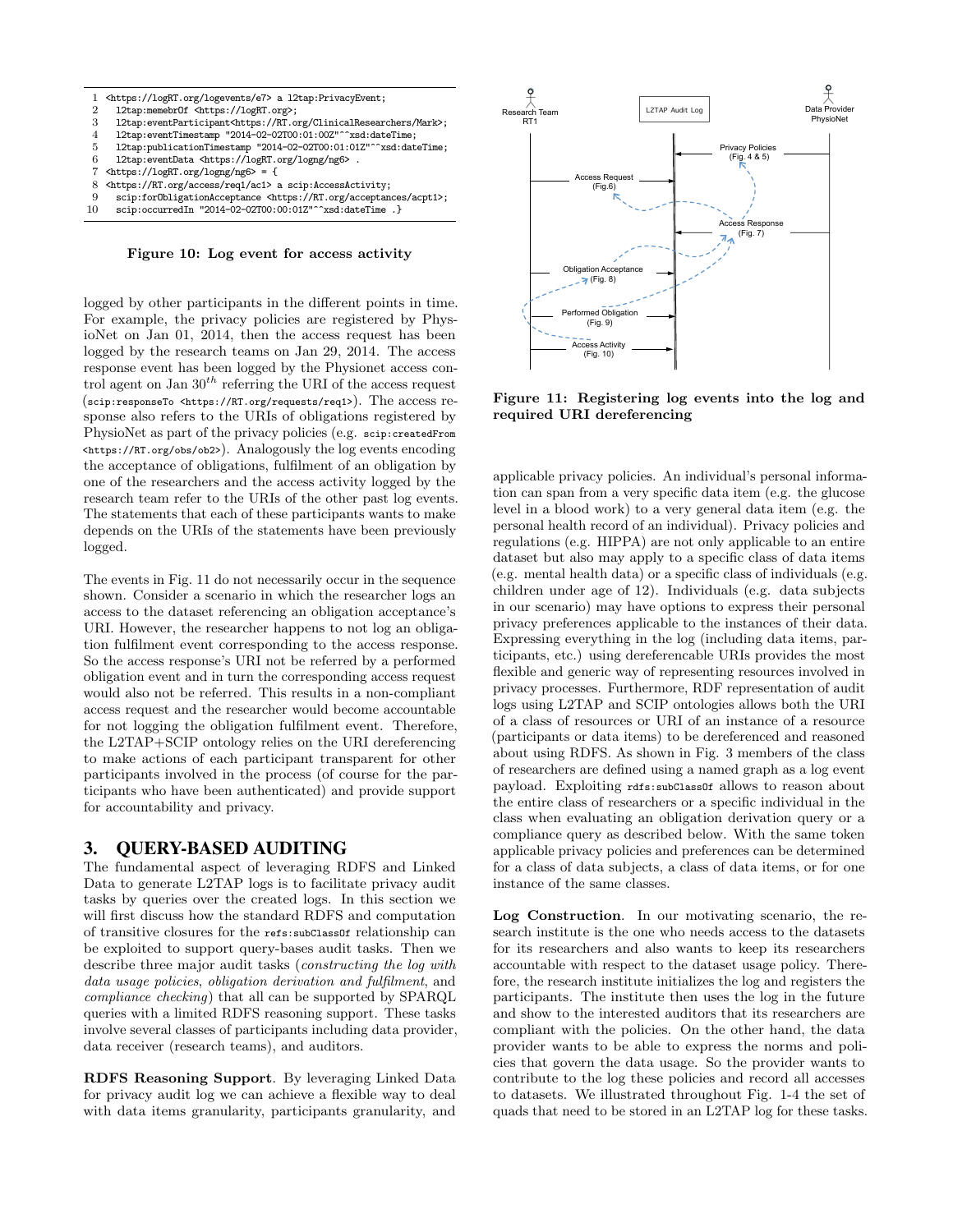```
1  <https://logRT.org/logevents/e7> a l2tap:PrivacyEvent;
2    l2tap:memebrOf <https://logRT.org>;
3    l2tap:eventParticipant<https://RT.org/ClinicalResearchers/Mark>;
4    l2tap:eventTimestamp "2014-02-02T00:01:00Z"^^xsd:dateTime;
5    l2tap:publicationTimestamp "2014-02-02T00:01:01Z"^^xsd:dateTime;
6    l2tap:eventData <https://logRT.org/logng/ng6> .
7  <https://logRT.org/logng/ng6> = {
8  <https://RT.org/access/req1/ac1> a scip:AccessActivity;
9    scip:forObligationAcceptance <https://RT.org/acceptances/acpt1>;
10   scip:occurredIn "2014-02-02T00:00:01Z"^^xsd:dateTime .}
```

**Figure 10: Log event for access activity**

logged by other participants in the different points in time. For example, the privacy policies are registered by PhysioNet on Jan 01, 2014, then the access request has been logged by the research teams on Jan 29, 2014. The access response event has been logged by the Physionet access control agent on Jan $30^{th}$ referring the URI of the access request (`scip:responseTo <https://RT.org/requests/req1>`). The access response also refers to the URIs of obligations registered by PhysioNet as part of the privacy policies (e.g. `scip:createdFrom <https://RT.org/obs/ob2>`). Analogously the log events encoding the acceptance of obligations, fulfilment of an obligation by one of the researchers and the access activity logged by the research team refer to the URIs of the other past log events. The statements that each of these participants wants to make depends on the URIs of the statements have been previously logged.

The events in Fig. 11 do not necessarily occur in the sequence shown. Consider a scenario in which the researcher logs an access to the dataset referencing an obligation acceptance's URI. However, the researcher happens to not log an obligation fulfilment event corresponding to the access response. So the access response's URI not be referred by a performed obligation event and in turn the corresponding access request would also not be referred. This results in a non-compliant access request and the researcher would become accountable for not logging the obligation fulfilment event. Therefore, the L2TAP+SCIP ontology relies on the URI dereferencing to make actions of each participant transparent for other participants involved in the process (of course for the participants who have been authenticated) and provide support for accountability and privacy.

## 3. QUERY-BASED AUDITING

The fundamental aspect of leveraging RDFS and Linked Data to generate L2TAP logs is to facilitate privacy audit tasks by queries over the created logs. In this section we will first discuss how the standard RDFS and computation of transitive closures for the `refs:subClassOf` relationship can be exploited to support query-bases audit tasks. Then we describe three major audit tasks (*constructing the log with data usage policies*, *obligation derivation and fulfilment*, and *compliance checking*) that all can be supported by SPARQL queries with a limited RDFS reasoning support. These tasks involve several classes of participants including data provider, data receiver (research teams), and auditors.

**RDFS Reasoning Support**. By leveraging Linked Data for privacy audit log we can achieve a flexible way to deal with data items granularity, participants granularity, and

Research Team RT1 | L2TAP Audit Log | Data Provider PhysioNet

Privacy Policies (Fig. 4 & 5)

Access Request (Fig.6)

Access Response (Fig. 7)

Obligation Acceptance (Fig. 8)

Performed Obligation (Fig. 9)

Access Activity (Fig. 10)

**Figure 11: Registering log events into the log and required URI dereferencing**

applicable privacy policies. An individual's personal information can span from a very specific data item (e.g. the glucose level in a blood work) to a very general data item (e.g. the personal health record of an individual). Privacy policies and regulations (e.g. HIPPA) are not only applicable to an entire dataset but also may apply to a specific class of data items (e.g. mental health data) or a specific class of individuals (e.g. children under age of 12). Individuals (e.g. data subjects in our scenario) may have options to express their personal privacy preferences applicable to the instances of their data. Expressing everything in the log (including data items, participants, etc.) using dereferencable URIs provides the most flexible and generic way of representing resources involved in privacy processes. Furthermore, RDF representation of audit logs using L2TAP and SCIP ontologies allows both the URI of a class of resources or URI of an instance of a resource (participants or data items) to be dereferenced and reasoned about using RDFS. As shown in Fig. 3 members of the class of researchers are defined using a named graph as a log event payload. Exploiting `rdfs:subClassOf` allows to reason about the entire class of researchers or a specific individual in the class when evaluating an obligation derivation query or a compliance query as described below. With the same token applicable privacy policies and preferences can be determined for a class of data subjects, a class of data items, or for one instance of the same classes.

**Log Construction**. In our motivating scenario, the research institute is the one who needs access to the datasets for its researchers and also wants to keep its researchers accountable with respect to the dataset usage policy. Therefore, the research institute initializes the log and registers the participants. The institute then uses the log in the future and show to the interested auditors that its researchers are compliant with the policies. On the other hand, the data provider wants to be able to express the norms and policies that govern the data usage. So the provider wants to contribute to the log these policies and record all accesses to datasets. We illustrated throughout Fig. 1-4 the set of quads that need to be stored in an L2TAP log for these tasks.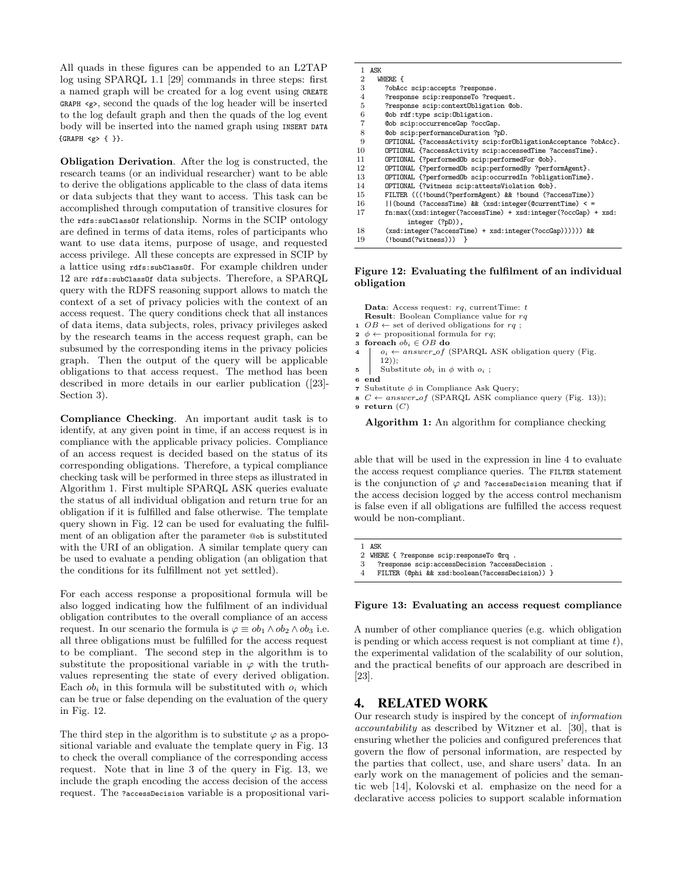All quads in these figures can be appended to an L2TAP log using SPARQL 1.1 [29] commands in three steps: first a named graph will be created for a log event using `CREATE GRAPH <g>`, second the quads of the log header will be inserted to the log default graph and then the quads of the log event body will be inserted into the named graph using `INSERT DATA {GRAPH <g> { }}`.

**Obligation Derivation**. After the log is constructed, the research teams (or an individual researcher) want to be able to derive the obligations applicable to the class of data items or data subjects that they want to access. This task can be accomplished through computation of transitive closures for the `rdfs:subClassOf` relationship. Norms in the SCIP ontology are defined in terms of data items, roles of participants who want to use data items, purpose of usage, and requested access privilege. All these concepts are expressed in SCIP by a lattice using `rdfs:subClassOf`. For example children under 12 are `rdfs:subClassOf` data subjects. Therefore, a SPARQL query with the RDFS reasoning support allows to match the context of a set of privacy policies with the context of an access request. The query conditions check that all instances of data items, data subjects, roles, privacy privileges asked by the research teams in the access request graph, can be subsumed by the corresponding items in the privacy policies graph. Then the output of the query will be applicable obligations to that access request. The method has been described in more details in our earlier publication ([23]-Section 3).

**Compliance Checking**. An important audit task is to identify, at any given point in time, if an access request is in compliance with the applicable privacy policies. Compliance of an access request is decided based on the status of its corresponding obligations. Therefore, a typical compliance checking task will be performed in three steps as illustrated in Algorithm 1. First multiple SPARQL ASK queries evaluate the status of all individual obligation and return true for an obligation if it is fulfilled and false otherwise. The template query shown in Fig. 12 can be used for evaluating the fulfilment of an obligation after the parameter `@ob` is substituted with the URI of an obligation. A similar template query can be used to evaluate a pending obligation (an obligation that the conditions for its fulfillment not yet settled).

For each access response a propositional formula will be also logged indicating how the fulfilment of an individual obligation contributes to the overall compliance of an access request. In our scenario the formula is $\varphi \equiv ob_1 \wedge ob_2 \wedge ob_3$ i.e. all three obligations must be fulfilled for the access request to be compliant. The second step in the algorithm is to substitute the propositional variable in $\varphi$ with the truth-values representing the state of every derived obligation. Each $ob_i$ in this formula will be substituted with $o_i$ which can be true or false depending on the evaluation of the query in Fig. 12.

The third step in the algorithm is to substitute $\varphi$ as a propositional variable and evaluate the template query in Fig. 13 to check the overall compliance of the corresponding access request. Note that in line 3 of the query in Fig. 13, we include the graph encoding the access decision of the access request. The `?accessDecision` variable is a propositional variable that will be used in the expression in line 4 to evaluate the access request compliance queries. The `FILTER` statement is the conjunction of $\varphi$ and `?accessDecision` meaning that if the access decision logged by the access control mechanism is false even if all obligations are fulfilled the access request would be non-compliant.

```
1  ASK
2    WHERE {
3      ?obAcc scip:accepts ?response.
4      ?response scip:responseTo ?request.
5      ?response scip:contextObligation @ob.
6      @ob rdf:type scip:Obligation.
7      @ob scip:occurrenceGap ?occGap.
8      @ob scip:performanceDuration ?pD.
9      OPTIONAL {?accessActivity scip:forObligationAcceptance ?obAcc}.
10     OPTIONAL {?accessActivity scip:accessedTime ?accessTime}.
11     OPTIONAL {?performedOb scip:performedFor @ob}.
12     OPTIONAL {?performedOb scip:performedBy ?performAgent}.
13     OPTIONAL {?performedOb scip:occurredIn ?obligationTime}.
14     OPTIONAL {?witness scip:attestsViolation @ob}.
15     FILTER (((!bound(?performAgent) && !bound (?accessTime))
16     ||(bound (?accessTime) && (xsd:integer(@currentTime) < =
17     fn:max((xsd:integer(?accessTime) + xsd:integer(?occGap) + xsd:
           integer (?pD)),
18     (xsd:integer(?accessTime) + xsd:integer(?occGap)))))) &&
19     (!bound(?witness)))  }
```

**Figure 12: Evaluating the fulfilment of an individual obligation**

**Data**: Access request: $rq$, currentTime: $t$
**Result**: Boolean Compliance value for $rq$

1. $OB \leftarrow$ set of derived obligations for $rq$ ;
2. $\phi \leftarrow$ propositional formula for $rq$;
3. **foreach** $ob_i \in OB$ **do**
4. $\quad o_i \leftarrow answer\_of$ (SPARQL ASK obligation query (Fig. 12));
5. $\quad$ Substitute $ob_i$ in $\phi$ with $o_i$ ;
6. **end**
7. Substitute $\phi$ in Compliance Ask Query;
8. $C \leftarrow answer\_of$ (SPARQL ASK compliance query (Fig. 13));
9. **return** $(C)$

**Algorithm 1:** An algorithm for compliance checking

```
1  ASK
2  WHERE { ?response scip:responseTo @rq .
3    ?response scip:accessDecision ?accessDecision .
4    FILTER (@phi && xsd:boolean(?accessDecision)) }
```

**Figure 13: Evaluating an access request compliance**

A number of other compliance queries (e.g. which obligation is pending or which access request is not compliant at time $t$), the experimental validation of the scalability of our solution, and the practical benefits of our approach are described in [23].

## 4. RELATED WORK

Our research study is inspired by the concept of *information accountability* as described by Witzner et al. [30], that is ensuring whether the policies and configured preferences that govern the flow of personal information, are respected by the parties that collect, use, and share users' data. In an early work on the management of policies and the semantic web [14], Kolovski et al. emphasize on the need for a declarative access policies to support scalable information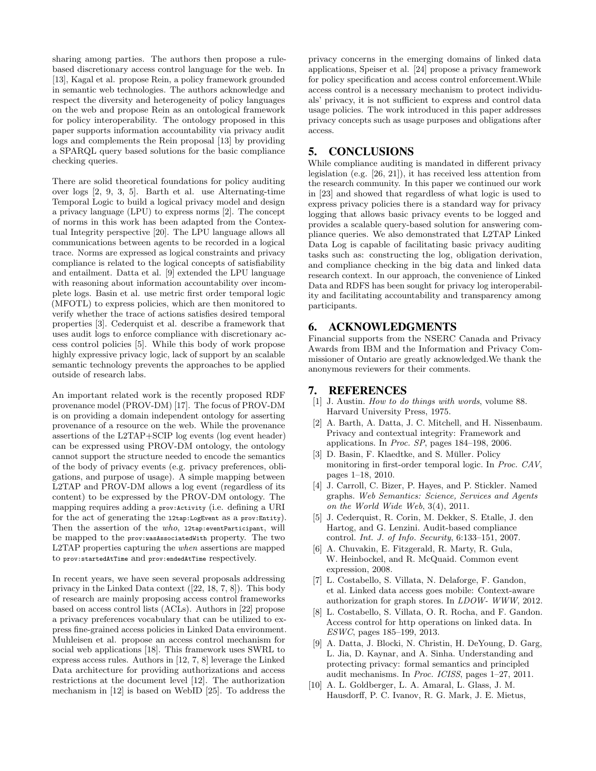sharing among parties. The authors then propose a rule-based discretionary access control language for the web. In [13], Kagal et al. propose Rein, a policy framework grounded in semantic web technologies. The authors acknowledge and respect the diversity and heterogeneity of policy languages on the web and propose Rein as an ontological framework for policy interoperability. The ontology proposed in this paper supports information accountability via privacy audit logs and complements the Rein proposal [13] by providing a SPARQL query based solutions for the basic compliance checking queries.

There are solid theoretical foundations for policy auditing over logs [2, 9, 3, 5]. Barth et al. use Alternating-time Temporal Logic to build a logical privacy model and design a privacy language (LPU) to express norms [2]. The concept of norms in this work has been adapted from the Contextual Integrity perspective [20]. The LPU language allows all communications between agents to be recorded in a logical trace. Norms are expressed as logical constraints and privacy compliance is related to the logical concepts of satisfiability and entailment. Datta et al. [9] extended the LPU language with reasoning about information accountability over incomplete logs. Basin et al. use metric first order temporal logic (MFOTL) to express policies, which are then monitored to verify whether the trace of actions satisfies desired temporal properties [3]. Cederquist et al. describe a framework that uses audit logs to enforce compliance with discretionary access control policies [5]. While this body of work propose highly expressive privacy logic, lack of support by an scalable semantic technology prevents the approaches to be applied outside of research labs.

An important related work is the recently proposed RDF provenance model (PROV-DM) [17]. The focus of PROV-DM is on providing a domain independent ontology for asserting provenance of a resource on the web. While the provenance assertions of the L2TAP+SCIP log events (log event header) can be expressed using PROV-DM ontology, the ontology cannot support the structure needed to encode the semantics of the body of privacy events (e.g. privacy preferences, obligations, and purpose of usage). A simple mapping between L2TAP and PROV-DM allows a log event (regardless of its content) to be expressed by the PROV-DM ontology. The mapping requires adding a `prov:Activity` (i.e. defining a URI for the act of generating the `l2tap:LogEvent` as a `prov:Entity`). Then the assertion of the *who*, `l2tap:eventParticipant`, will be mapped to the `prov:wasAssociatedWith` property. The two L2TAP properties capturing the *when* assertions are mapped to `prov:startedAtTime` and `prov:endedAtTime` respectively.

In recent years, we have seen several proposals addressing privacy in the Linked Data context ([22, 18, 7, 8]). This body of research are mainly proposing access control frameworks based on access control lists (ACLs). Authors in [22] propose a privacy preferences vocabulary that can be utilized to express fine-grained access policies in Linked Data environment. Muhleisen et al. propose an access control mechanism for social web applications [18]. This framework uses SWRL to express access rules. Authors in [12, 7, 8] leverage the Linked Data architecture for providing authorizations and access restrictions at the document level [12]. The authorization mechanism in [12] is based on WebID [25]. To address the privacy concerns in the emerging domains of linked data applications, Speiser et al. [24] propose a privacy framework for policy specification and access control enforcement.While access control is a necessary mechanism to protect individuals' privacy, it is not sufficient to express and control data usage policies. The work introduced in this paper addresses privacy concepts such as usage purposes and obligations after access.

## 5. CONCLUSIONS

While compliance auditing is mandated in different privacy legislation (e.g. [26, 21]), it has received less attention from the research community. In this paper we continued our work in [23] and showed that regardless of what logic is used to express privacy policies there is a standard way for privacy logging that allows basic privacy events to be logged and provides a scalable query-based solution for answering compliance queries. We also demonstrated that L2TAP Linked Data Log is capable of facilitating basic privacy auditing tasks such as: constructing the log, obligation derivation, and compliance checking in the big data and linked data research context. In our approach, the convenience of Linked Data and RDFS has been sought for privacy log interoperability and facilitating accountability and transparency among participants.

## 6. ACKNOWLEDGMENTS

Financial supports from the NSERC Canada and Privacy Awards from IBM and the Information and Privacy Commissioner of Ontario are greatly acknowledged.We thank the anonymous reviewers for their comments.

## 7. REFERENCES

[1] J. Austin. *How to do things with words*, volume 88. Harvard University Press, 1975.

[2] A. Barth, A. Datta, J. C. Mitchell, and H. Nissenbaum. Privacy and contextual integrity: Framework and applications. In *Proc. SP*, pages 184–198, 2006.

[3] D. Basin, F. Klaedtke, and S. Müller. Policy monitoring in first-order temporal logic. In *Proc. CAV*, pages 1–18, 2010.

[4] J. Carroll, C. Bizer, P. Hayes, and P. Stickler. Named graphs. *Web Semantics: Science, Services and Agents on the World Wide Web*, 3(4), 2011.

[5] J. Cederquist, R. Corin, M. Dekker, S. Etalle, J. den Hartog, and G. Lenzini. Audit-based compliance control. *Int. J. of Info. Security*, 6:133–151, 2007.

[6] A. Chuvakin, E. Fitzgerald, R. Marty, R. Gula, W. Heinbockel, and R. McQuaid. Common event expression, 2008.

[7] L. Costabello, S. Villata, N. Delaforge, F. Gandon, et al. Linked data access goes mobile: Context-aware authorization for graph stores. In *LDOW- WWW*, 2012.

[8] L. Costabello, S. Villata, O. R. Rocha, and F. Gandon. Access control for http operations on linked data. In *ESWC*, pages 185–199, 2013.

[9] A. Datta, J. Blocki, N. Christin, H. DeYoung, D. Garg, L. Jia, D. Kaynar, and A. Sinha. Understanding and protecting privacy: formal semantics and principled audit mechanisms. In *Proc. ICISS*, pages 1–27, 2011.

[10] A. L. Goldberger, L. A. Amaral, L. Glass, J. M. Hausdorff, P. C. Ivanov, R. G. Mark, J. E. Mietus,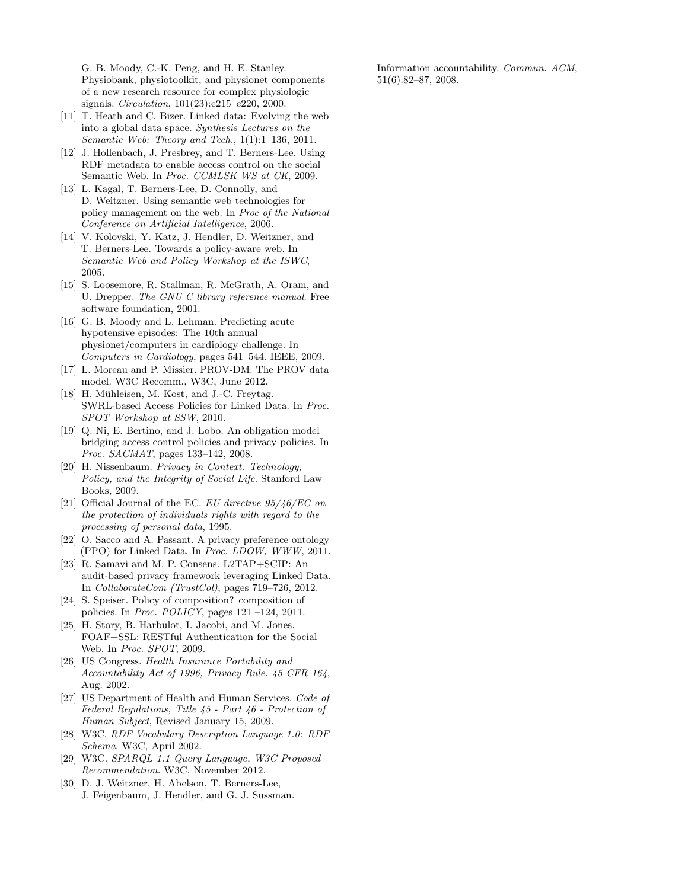G. B. Moody, C.-K. Peng, and H. E. Stanley. Physiobank, physiotoolkit, and physionet components of a new research resource for complex physiologic signals. *Circulation*, 101(23):e215–e220, 2000.

[11] T. Heath and C. Bizer. Linked data: Evolving the web into a global data space. *Synthesis Lectures on the Semantic Web: Theory and Tech.*, 1(1):1–136, 2011.

[12] J. Hollenbach, J. Presbrey, and T. Berners-Lee. Using RDF metadata to enable access control on the social Semantic Web. In *Proc. CCMLSK WS at CK*, 2009.

[13] L. Kagal, T. Berners-Lee, D. Connolly, and D. Weitzner. Using semantic web technologies for policy management on the web. In *Proc of the National Conference on Artificial Intelligence*, 2006.

[14] V. Kolovski, Y. Katz, J. Hendler, D. Weitzner, and T. Berners-Lee. Towards a policy-aware web. In *Semantic Web and Policy Workshop at the ISWC*, 2005.

[15] S. Loosemore, R. Stallman, R. McGrath, A. Oram, and U. Drepper. *The GNU C library reference manual*. Free software foundation, 2001.

[16] G. B. Moody and L. Lehman. Predicting acute hypotensive episodes: The 10th annual physionet/computers in cardiology challenge. In *Computers in Cardiology*, pages 541–544. IEEE, 2009.

[17] L. Moreau and P. Missier. PROV-DM: The PROV data model. W3C Recomm., W3C, June 2012.

[18] H. Mühleisen, M. Kost, and J.-C. Freytag. SWRL-based Access Policies for Linked Data. In *Proc. SPOT Workshop at SSW*, 2010.

[19] Q. Ni, E. Bertino, and J. Lobo. An obligation model bridging access control policies and privacy policies. In *Proc. SACMAT*, pages 133–142, 2008.

[20] H. Nissenbaum. *Privacy in Context: Technology, Policy, and the Integrity of Social Life*. Stanford Law Books, 2009.

[21] Official Journal of the EC. *EU directive 95/46/EC on the protection of individuals rights with regard to the processing of personal data*, 1995.

[22] O. Sacco and A. Passant. A privacy preference ontology (PPO) for Linked Data. In *Proc. LDOW, WWW*, 2011.

[23] R. Samavi and M. P. Consens. L2TAP+SCIP: An audit-based privacy framework leveraging Linked Data. In *CollaborateCom (TrustCol)*, pages 719–726, 2012.

[24] S. Speiser. Policy of composition? composition of policies. In *Proc. POLICY*, pages 121 –124, 2011.

[25] H. Story, B. Harbulot, I. Jacobi, and M. Jones. FOAF+SSL: RESTful Authentication for the Social Web. In *Proc. SPOT*, 2009.

[26] US Congress. *Health Insurance Portability and Accountability Act of 1996, Privacy Rule. 45 CFR 164*, Aug. 2002.

[27] US Department of Health and Human Services. *Code of Federal Regulations, Title 45 - Part 46 - Protection of Human Subject*, Revised January 15, 2009.

[28] W3C. *RDF Vocabulary Description Language 1.0: RDF Schema*. W3C, April 2002.

[29] W3C. *SPARQL 1.1 Query Language, W3C Proposed Recommendation*. W3C, November 2012.

[30] D. J. Weitzner, H. Abelson, T. Berners-Lee, J. Feigenbaum, J. Hendler, and G. J. Sussman. Information accountability. *Commun. ACM*, 51(6):82–87, 2008.